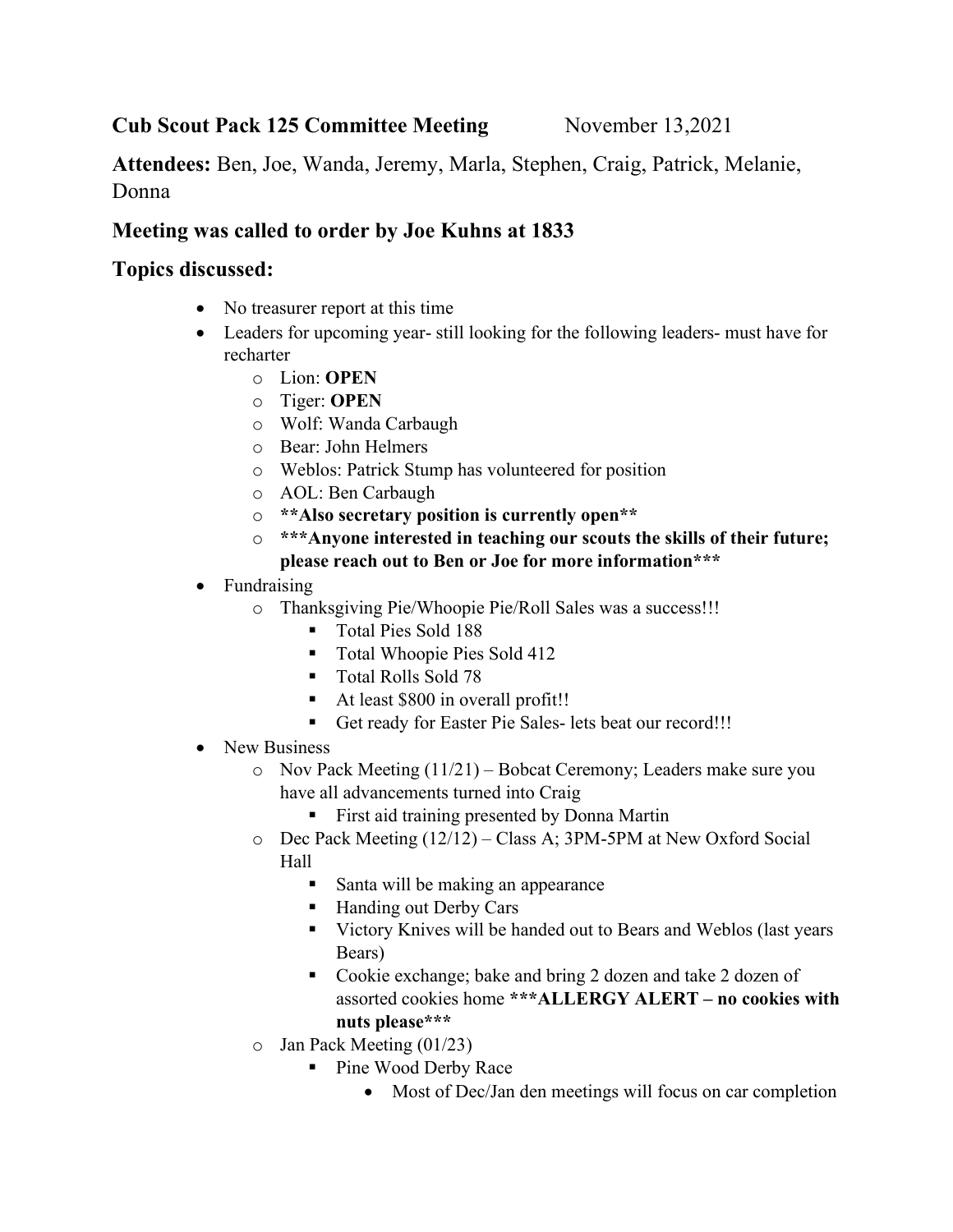**Cub Scout Pack 125 Committee Meeting** November 13,2021

**Attendees:** Ben, Joe, Wanda, Jeremy, Marla, Stephen, Craig, Patrick, Melanie, Donna

### Meeting was called to order by Joe Kuhns at 1833

### Topics discussed:

- No treasurer report at this time
- Leaders for upcoming year- still looking for the following leaders- must have for recharter
  - Lion: **OPEN**
  - Tiger: **OPEN**
  - Wolf: Wanda Carbaugh
  - Bear: John Helmers
  - Weblos: Patrick Stump has volunteered for position
  - AOL: Ben Carbaugh
  - **\*\*Also secretary position is currently open\*\***
  - **\*\*\*Anyone interested in teaching our scouts the skills of their future; please reach out to Ben or Joe for more information\*\*\***
- Fundraising
  - Thanksgiving Pie/Whoopie Pie/Roll Sales was a success!!!
    - Total Pies Sold 188
    - Total Whoopie Pies Sold 412
    - Total Rolls Sold 78
    - At least $800 in overall profit!!
    - Get ready for Easter Pie Sales- lets beat our record!!!
- New Business
  - Nov Pack Meeting (11/21) – Bobcat Ceremony; Leaders make sure you have all advancements turned into Craig
    - First aid training presented by Donna Martin
  - Dec Pack Meeting (12/12) – Class A; 3PM-5PM at New Oxford Social Hall
    - Santa will be making an appearance
    - Handing out Derby Cars
    - Victory Knives will be handed out to Bears and Weblos (last years Bears)
    - Cookie exchange; bake and bring 2 dozen and take 2 dozen of assorted cookies home **\*\*\*ALLERGY ALERT – no cookies with nuts please\*\*\***
  - Jan Pack Meeting (01/23)
    - Pine Wood Derby Race
      - Most of Dec/Jan den meetings will focus on car completion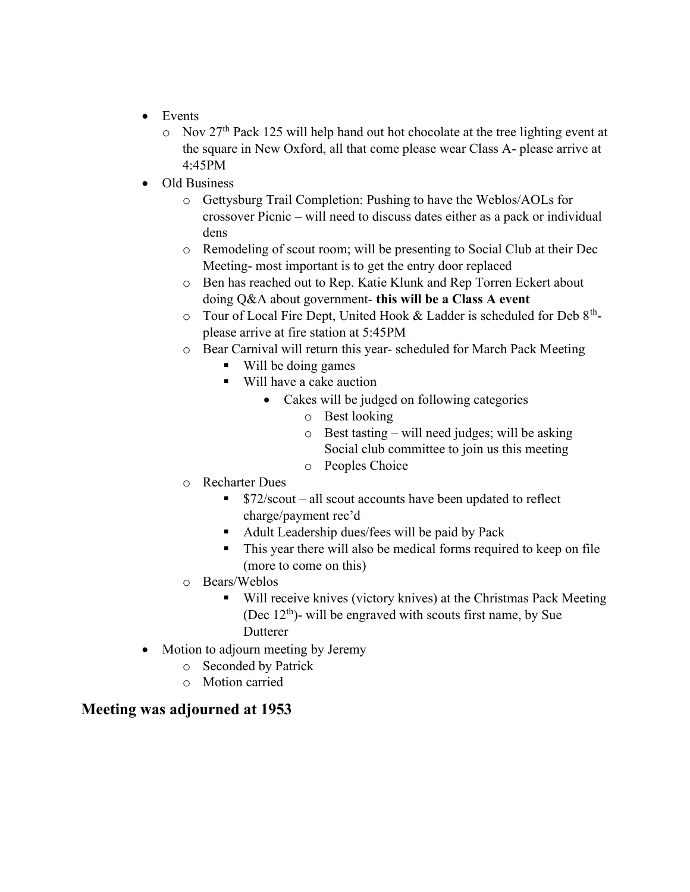- Events
  - Nov 27th Pack 125 will help hand out hot chocolate at the tree lighting event at the square in New Oxford, all that come please wear Class A- please arrive at 4:45PM
- Old Business
  - Gettysburg Trail Completion: Pushing to have the Weblos/AOLs for crossover Picnic – will need to discuss dates either as a pack or individual dens
  - Remodeling of scout room; will be presenting to Social Club at their Dec Meeting- most important is to get the entry door replaced
  - Ben has reached out to Rep. Katie Klunk and Rep Torren Eckert about doing Q&A about government- **this will be a Class A event**
  - Tour of Local Fire Dept, United Hook & Ladder is scheduled for Deb 8th- please arrive at fire station at 5:45PM
  - Bear Carnival will return this year- scheduled for March Pack Meeting
    - Will be doing games
    - Will have a cake auction
      - Cakes will be judged on following categories
        - Best looking
        - Best tasting – will need judges; will be asking Social club committee to join us this meeting
        - Peoples Choice
  - Recharter Dues
    - $72/scout – all scout accounts have been updated to reflect charge/payment rec'd
    - Adult Leadership dues/fees will be paid by Pack
    - This year there will also be medical forms required to keep on file (more to come on this)
  - Bears/Weblos
    - Will receive knives (victory knives) at the Christmas Pack Meeting (Dec 12th)- will be engraved with scouts first name, by Sue Dutterer
- Motion to adjourn meeting by Jeremy
  - Seconded by Patrick
  - Motion carried

## Meeting was adjourned at 1953